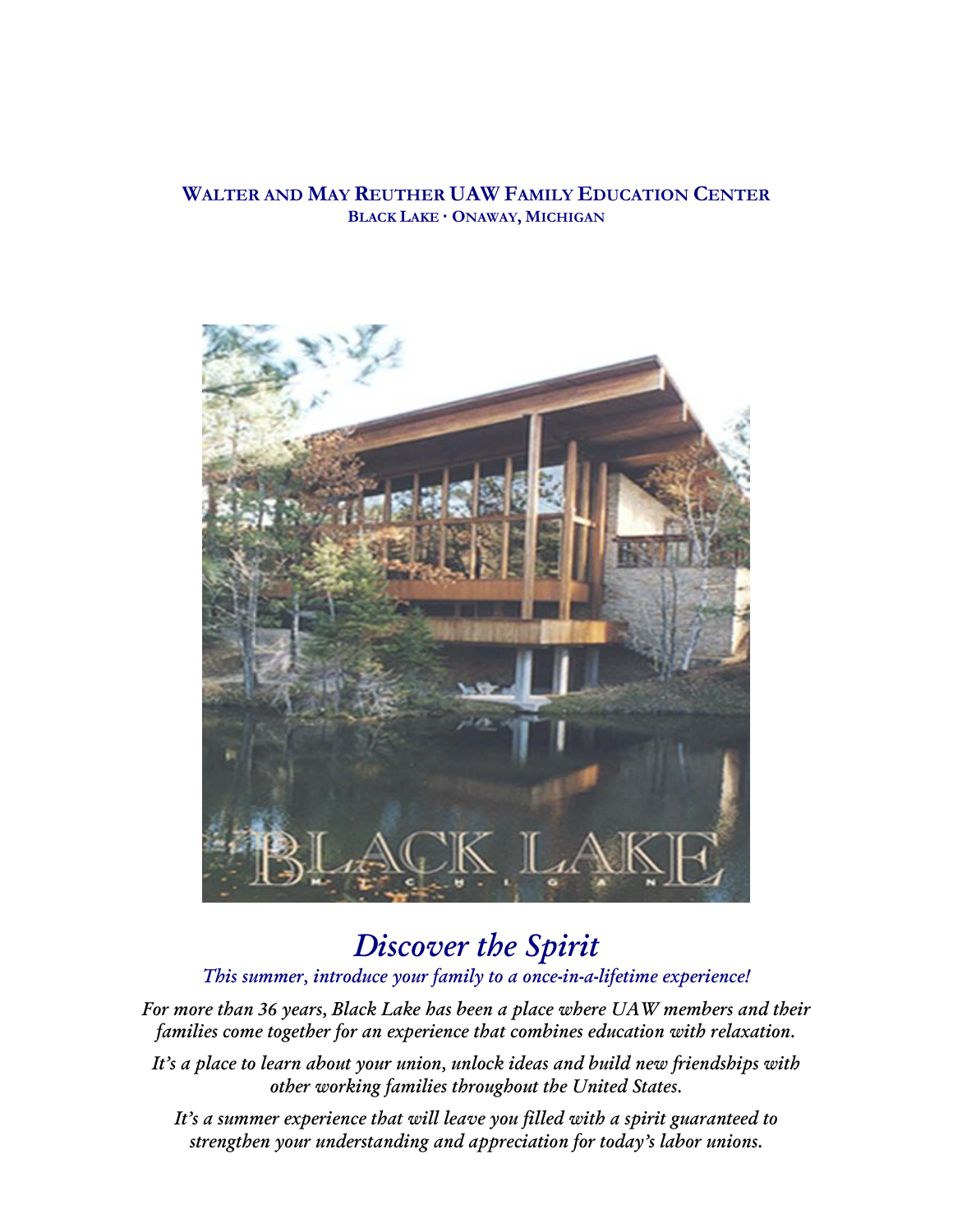**WALTER AND MAY REUTHER UAW FAMILY EDUCATION CENTER**
**BLACK LAKE · ONAWAY, MICHIGAN**

# *Discover the Spirit*

*This summer, introduce your family to a once-in-a-lifetime experience!*

*For more than 36 years, Black Lake has been a place where UAW members and their families come together for an experience that combines education with relaxation.*

*It's a place to learn about your union, unlock ideas and build new friendships with other working families throughout the United States.*

*It's a summer experience that will leave you filled with a spirit guaranteed to strengthen your understanding and appreciation for today's labor unions.*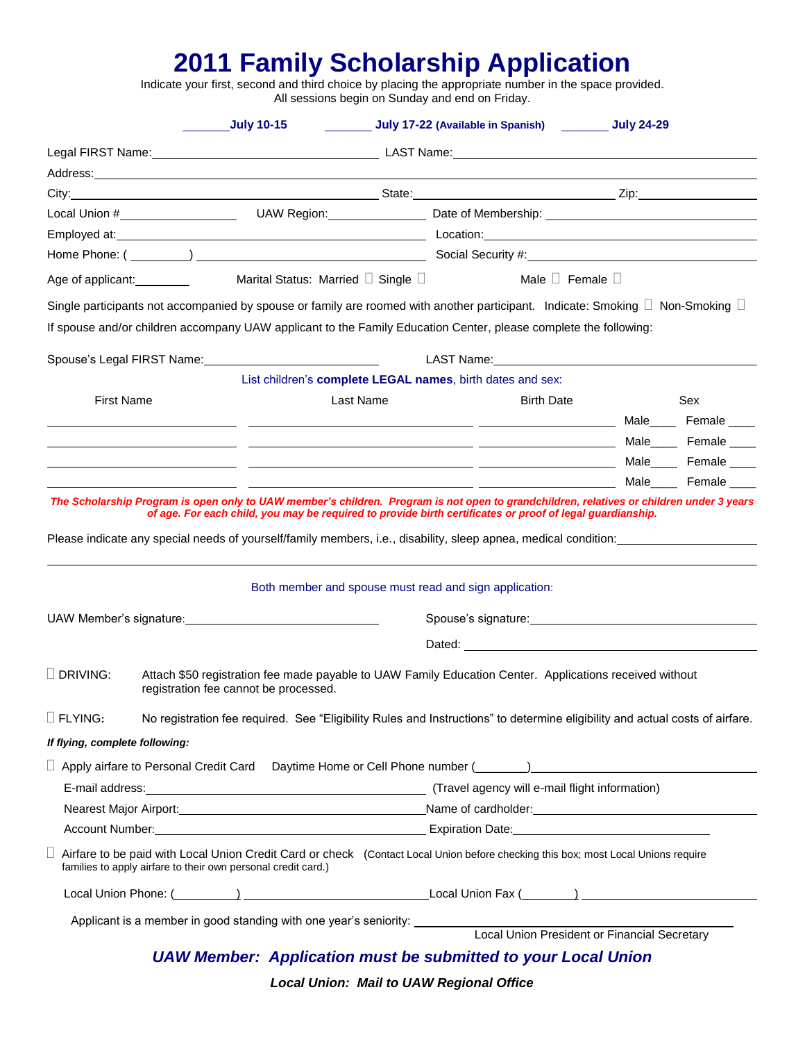# 2011 Family Scholarship Application

Indicate your first, second and third choice by placing the appropriate number in the space provided.
All sessions begin on Sunday and end on Friday.

_______ **July 10-15** _______ **July 17-22 (Available in Spanish)** _______ **July 24-29**

Legal FIRST Name: ______________________ LAST Name: ______________________

Address: ______________________

City: ______________________ State: ______________________ Zip: ______________

Local Union # ______________ UAW Region: ______________ Date of Membership: ______________

Employed at: ______________________ Location: ______________________

Home Phone: ( _______ ) ______________________ Social Security #: ______________________

Age of applicant: ________ Marital Status: Married ☐ Single ☐ Male ☐ Female ☐

Single participants not accompanied by spouse or family are roomed with another participant. Indicate: Smoking ☐ Non-Smoking ☐

If spouse and/or children accompany UAW applicant to the Family Education Center, please complete the following:

Spouse's Legal FIRST Name: ______________________ LAST Name: ______________________

List children's **complete LEGAL names**, birth dates and sex:

| First Name | Last Name | Birth Date | Sex |
|---|---|---|---|
| | | | Male____ Female ____ |
| | | | Male____ Female ____ |
| | | | Male____ Female ____ |
| | | | Male____ Female ____ |

***The Scholarship Program is open only to UAW member's children. Program is not open to grandchildren, relatives or children under 3 years of age. For each child, you may be required to provide birth certificates or proof of legal guardianship.***

Please indicate any special needs of yourself/family members, i.e., disability, sleep apnea, medical condition: ______________________

______________________

Both member and spouse must read and sign application:

UAW Member's signature: ______________________ Spouse's signature: ______________________

Dated: ______________________

☐ DRIVING: Attach $50 registration fee made payable to UAW Family Education Center. Applications received without registration fee cannot be processed.

☐ FLYING: No registration fee required. See "Eligibility Rules and Instructions" to determine eligibility and actual costs of airfare.

***If flying, complete following:***

☐ Apply airfare to Personal Credit Card Daytime Home or Cell Phone number ( _______ ) ______________________

E-mail address: ______________________ (Travel agency will e-mail flight information)

Nearest Major Airport: ______________________ Name of cardholder: ______________________

Account Number: ______________________ Expiration Date: ______________________

☐ Airfare to be paid with Local Union Credit Card or check (Contact Local Union before checking this box; most Local Unions require families to apply airfare to their own personal credit card.)

Local Union Phone: ( _______ ) ______________________ Local Union Fax ( _______ ) ______________________

Applicant is a member in good standing with one year's seniority: ______________________
Local Union President or Financial Secretary

***UAW Member: Application must be submitted to your Local Union***

***Local Union: Mail to UAW Regional Office***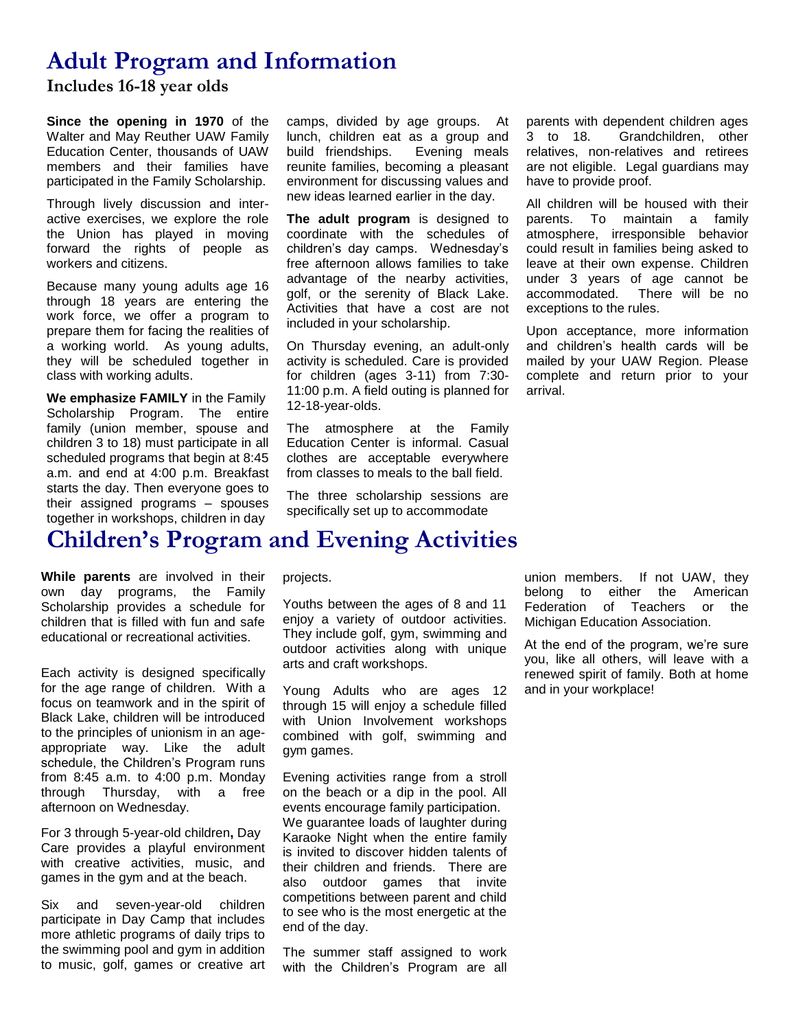# Adult Program and Information

## Includes 16-18 year olds

**Since the opening in 1970** of the Walter and May Reuther UAW Family Education Center, thousands of UAW members and their families have participated in the Family Scholarship.

Through lively discussion and interactive exercises, we explore the role the Union has played in moving forward the rights of people as workers and citizens.

Because many young adults age 16 through 18 years are entering the work force, we offer a program to prepare them for facing the realities of a working world. As young adults, they will be scheduled together in class with working adults.

**We emphasize FAMILY** in the Family Scholarship Program. The entire family (union member, spouse and children 3 to 18) must participate in all scheduled programs that begin at 8:45 a.m. and end at 4:00 p.m. Breakfast starts the day. Then everyone goes to their assigned programs – spouses together in workshops, children in day camps, divided by age groups. At lunch, children eat as a group and build friendships. Evening meals reunite families, becoming a pleasant environment for discussing values and new ideas learned earlier in the day.

**The adult program** is designed to coordinate with the schedules of children's day camps. Wednesday's free afternoon allows families to take advantage of the nearby activities, golf, or the serenity of Black Lake. Activities that have a cost are not included in your scholarship.

On Thursday evening, an adult-only activity is scheduled. Care is provided for children (ages 3-11) from 7:30-11:00 p.m. A field outing is planned for 12-18-year-olds.

The atmosphere at the Family Education Center is informal. Casual clothes are acceptable everywhere from classes to meals to the ball field.

The three scholarship sessions are specifically set up to accommodate parents with dependent children ages 3 to 18. Grandchildren, other relatives, non-relatives and retirees are not eligible. Legal guardians may have to provide proof.

All children will be housed with their parents. To maintain a family atmosphere, irresponsible behavior could result in families being asked to leave at their own expense. Children under 3 years of age cannot be accommodated. There will be no exceptions to the rules.

Upon acceptance, more information and children's health cards will be mailed by your UAW Region. Please complete and return prior to your arrival.

# Children's Program and Evening Activities

**While parents** are involved in their own day programs, the Family Scholarship provides a schedule for children that is filled with fun and safe educational or recreational activities.

Each activity is designed specifically for the age range of children. With a focus on teamwork and in the spirit of Black Lake, children will be introduced to the principles of unionism in an age-appropriate way. Like the adult schedule, the Children's Program runs from 8:45 a.m. to 4:00 p.m. Monday through Thursday, with a free afternoon on Wednesday.

For 3 through 5-year-old children**,** Day Care provides a playful environment with creative activities, music, and games in the gym and at the beach.

Six and seven-year-old children participate in Day Camp that includes more athletic programs of daily trips to the swimming pool and gym in addition to music, golf, games or creative art projects.

Youths between the ages of 8 and 11 enjoy a variety of outdoor activities. They include golf, gym, swimming and outdoor activities along with unique arts and craft workshops.

Young Adults who are ages 12 through 15 will enjoy a schedule filled with Union Involvement workshops combined with golf, swimming and gym games.

Evening activities range from a stroll on the beach or a dip in the pool. All events encourage family participation. We guarantee loads of laughter during Karaoke Night when the entire family is invited to discover hidden talents of their children and friends. There are also outdoor games that invite competitions between parent and child to see who is the most energetic at the end of the day.

The summer staff assigned to work with the Children's Program are all union members. If not UAW, they belong to either the American Federation of Teachers or the Michigan Education Association.

At the end of the program, we're sure you, like all others, will leave with a renewed spirit of family. Both at home and in your workplace!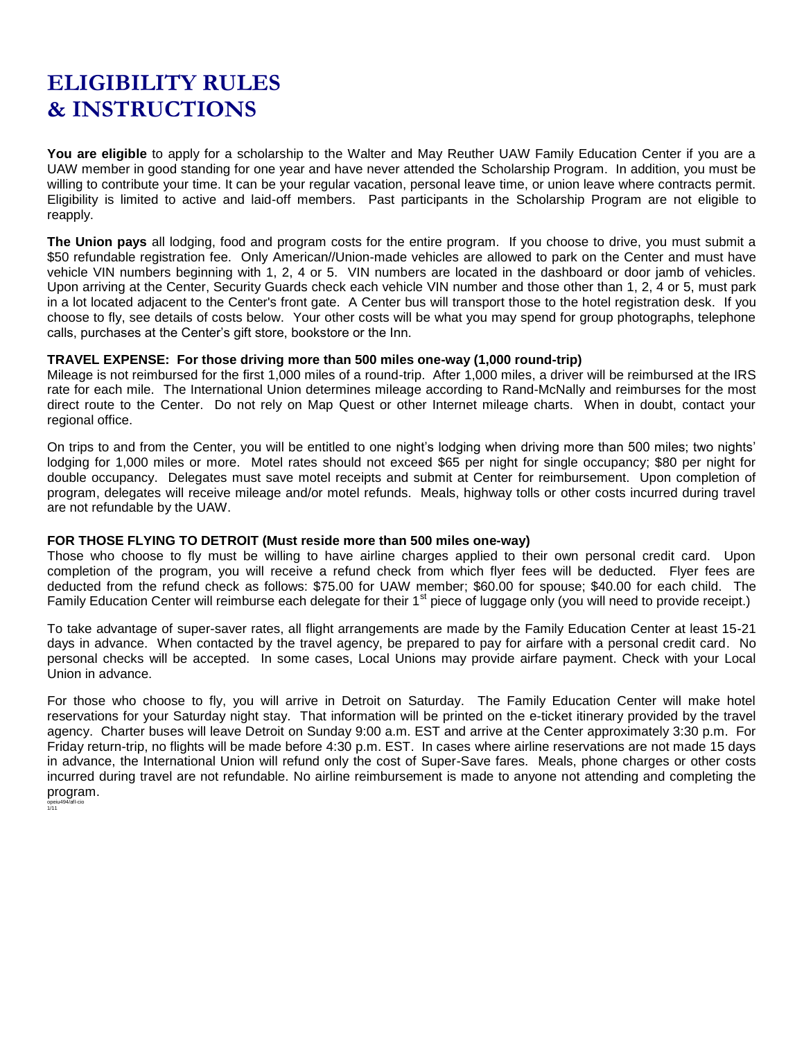# ELIGIBILITY RULES & INSTRUCTIONS

**You are eligible** to apply for a scholarship to the Walter and May Reuther UAW Family Education Center if you are a UAW member in good standing for one year and have never attended the Scholarship Program. In addition, you must be willing to contribute your time. It can be your regular vacation, personal leave time, or union leave where contracts permit. Eligibility is limited to active and laid-off members. Past participants in the Scholarship Program are not eligible to reapply.

**The Union pays** all lodging, food and program costs for the entire program. If you choose to drive, you must submit a $50 refundable registration fee. Only American//Union-made vehicles are allowed to park on the Center and must have vehicle VIN numbers beginning with 1, 2, 4 or 5. VIN numbers are located in the dashboard or door jamb of vehicles. Upon arriving at the Center, Security Guards check each vehicle VIN number and those other than 1, 2, 4 or 5, must park in a lot located adjacent to the Center's front gate. A Center bus will transport those to the hotel registration desk. If you choose to fly, see details of costs below. Your other costs will be what you may spend for group photographs, telephone calls, purchases at the Center's gift store, bookstore or the Inn.

**TRAVEL EXPENSE: For those driving more than 500 miles one-way (1,000 round-trip)**

Mileage is not reimbursed for the first 1,000 miles of a round-trip. After 1,000 miles, a driver will be reimbursed at the IRS rate for each mile. The International Union determines mileage according to Rand-McNally and reimburses for the most direct route to the Center. Do not rely on Map Quest or other Internet mileage charts. When in doubt, contact your regional office.

On trips to and from the Center, you will be entitled to one night's lodging when driving more than 500 miles; two nights' lodging for 1,000 miles or more. Motel rates should not exceed $65 per night for single occupancy; $80 per night for double occupancy. Delegates must save motel receipts and submit at Center for reimbursement. Upon completion of program, delegates will receive mileage and/or motel refunds. Meals, highway tolls or other costs incurred during travel are not refundable by the UAW.

**FOR THOSE FLYING TO DETROIT (Must reside more than 500 miles one-way)**

Those who choose to fly must be willing to have airline charges applied to their own personal credit card. Upon completion of the program, you will receive a refund check from which flyer fees will be deducted. Flyer fees are deducted from the refund check as follows: $75.00 for UAW member; $60.00 for spouse; $40.00 for each child. The Family Education Center will reimburse each delegate for their 1st piece of luggage only (you will need to provide receipt.)

To take advantage of super-saver rates, all flight arrangements are made by the Family Education Center at least 15-21 days in advance. When contacted by the travel agency, be prepared to pay for airfare with a personal credit card. No personal checks will be accepted. In some cases, Local Unions may provide airfare payment. Check with your Local Union in advance.

For those who choose to fly, you will arrive in Detroit on Saturday. The Family Education Center will make hotel reservations for your Saturday night stay. That information will be printed on the e-ticket itinerary provided by the travel agency. Charter buses will leave Detroit on Sunday 9:00 a.m. EST and arrive at the Center approximately 3:30 p.m. For Friday return-trip, no flights will be made before 4:30 p.m. EST. In cases where airline reservations are not made 15 days in advance, the International Union will refund only the cost of Super-Save fares. Meals, phone charges or other costs incurred during travel are not refundable. No airline reimbursement is made to anyone not attending and completing the program.

opeiu494/afl-cio
1/11